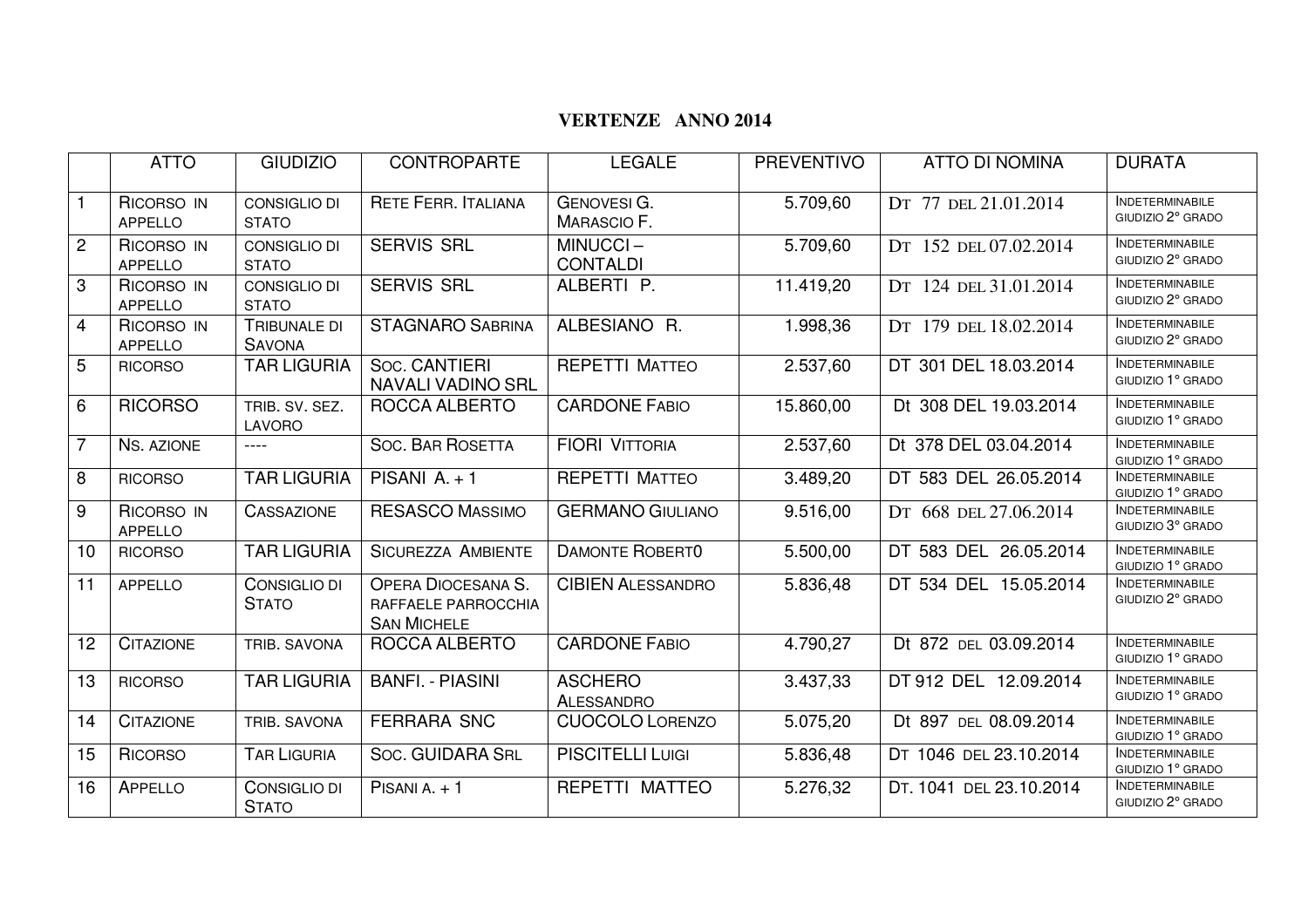# VERTENZE ANNO 2014

| | ATTO | GIUDIZIO | CONTROPARTE | LEGALE | PREVENTIVO | ATTO DI NOMINA | DURATA |
|---|---|---|---|---|---|---|---|
| 1 | RICORSO IN APPELLO | CONSIGLIO DI STATO | RETE FERR. ITALIANA | GENOVESI G. MARASCIO F. | 5.709,60 | DT 77 DEL 21.01.2014 | INDETERMINABILE GIUDIZIO 2° GRADO |
| 2 | RICORSO IN APPELLO | CONSIGLIO DI STATO | SERVIS SRL | MINUCCI – CONTALDI | 5.709,60 | DT 152 DEL 07.02.2014 | INDETERMINABILE GIUDIZIO 2° GRADO |
| 3 | RICORSO IN APPELLO | CONSIGLIO DI STATO | SERVIS SRL | ALBERTI P. | 11.419,20 | DT 124 DEL 31.01.2014 | INDETERMINABILE GIUDIZIO 2° GRADO |
| 4 | RICORSO IN APPELLO | TRIBUNALE DI SAVONA | STAGNARO SABRINA | ALBESIANO R. | 1.998,36 | DT 179 DEL 18.02.2014 | INDETERMINABILE GIUDIZIO 2° GRADO |
| 5 | RICORSO | TAR LIGURIA | SOC. CANTIERI NAVALI VADINO SRL | REPETTI MATTEO | 2.537,60 | DT 301 DEL 18.03.2014 | INDETERMINABILE GIUDIZIO 1° GRADO |
| 6 | RICORSO | TRIB. SV. SEZ. LAVORO | ROCCA ALBERTO | CARDONE FABIO | 15.860,00 | Dt 308 DEL 19.03.2014 | INDETERMINABILE GIUDIZIO 1° GRADO |
| 7 | NS. AZIONE | ---- | SOC. BAR ROSETTA | FIORI VITTORIA | 2.537,60 | Dt 378 DEL 03.04.2014 | INDETERMINABILE GIUDIZIO 1° GRADO |
| 8 | RICORSO | TAR LIGURIA | PISANI A. + 1 | REPETTI MATTEO | 3.489,20 | DT 583 DEL 26.05.2014 | INDETERMINABILE GIUDIZIO 1° GRADO |
| 9 | RICORSO IN APPELLO | CASSAZIONE | RESASCO MASSIMO | GERMANO GIULIANO | 9.516,00 | DT 668 DEL 27.06.2014 | INDETERMINABILE GIUDIZIO 3° GRADO |
| 10 | RICORSO | TAR LIGURIA | SICUREZZA AMBIENTE | DAMONTE ROBERT0 | 5.500,00 | DT 583 DEL 26.05.2014 | INDETERMINABILE GIUDIZIO 1° GRADO |
| 11 | APPELLO | CONSIGLIO DI STATO | OPERA DIOCESANA S. RAFFAELE PARROCCHIA SAN MICHELE | CIBIEN ALESSANDRO | 5.836,48 | DT 534 DEL 15.05.2014 | INDETERMINABILE GIUDIZIO 2° GRADO |
| 12 | CITAZIONE | TRIB. SAVONA | ROCCA ALBERTO | CARDONE FABIO | 4.790,27 | Dt 872 DEL 03.09.2014 | INDETERMINABILE GIUDIZIO 1° GRADO |
| 13 | RICORSO | TAR LIGURIA | BANFI. - PIASINI | ASCHERO ALESSANDRO | 3.437,33 | DT 912 DEL 12.09.2014 | INDETERMINABILE GIUDIZIO 1° GRADO |
| 14 | CITAZIONE | TRIB. SAVONA | FERRARA SNC | CUOCOLO LORENZO | 5.075,20 | Dt 897 DEL 08.09.2014 | INDETERMINABILE GIUDIZIO 1° GRADO |
| 15 | RICORSO | TAR LIGURIA | SOC. GUIDARA SRL | PISCITELLI LUIGI | 5.836,48 | DT 1046 DEL 23.10.2014 | INDETERMINABILE GIUDIZIO 1° GRADO |
| 16 | APPELLO | CONSIGLIO DI STATO | PISANI A. + 1 | REPETTI MATTEO | 5.276,32 | DT. 1041 DEL 23.10.2014 | INDETERMINABILE GIUDIZIO 2° GRADO |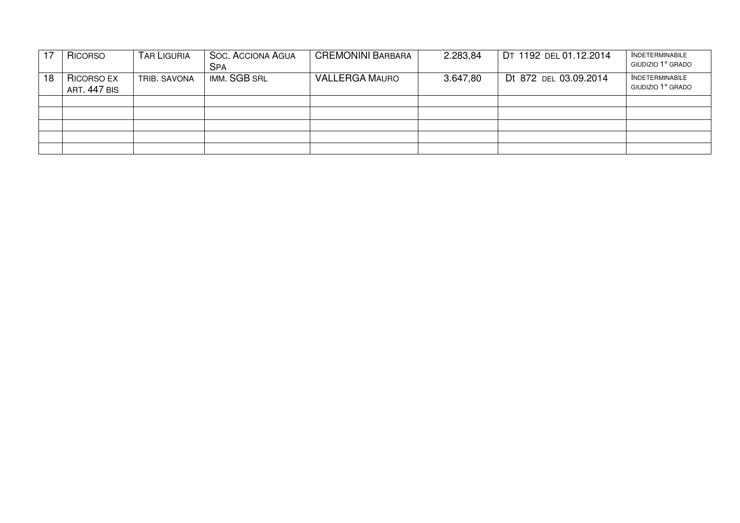| | | | | | | | |
|---|---|---|---|---|---|---|---|
| 17 | RICORSO | TAR LIGURIA | SOC. ACCIONA AGUA SPA | CREMONINI BARBARA | 2.283,84 | DT 1192 DEL 01.12.2014 | INDETERMINABILE GIUDIZIO 1° GRADO |
| 18 | RICORSO EX ART. 447 BIS | TRIB. SAVONA | IMM. SGB SRL | VALLERGA MAURO | 3.647,80 | Dt 872 DEL 03.09.2014 | INDETERMINABILE GIUDIZIO 1° GRADO |
| | | | | | | | |
| | | | | | | | |
| | | | | | | | |
| | | | | | | | |
| | | | | | | | |